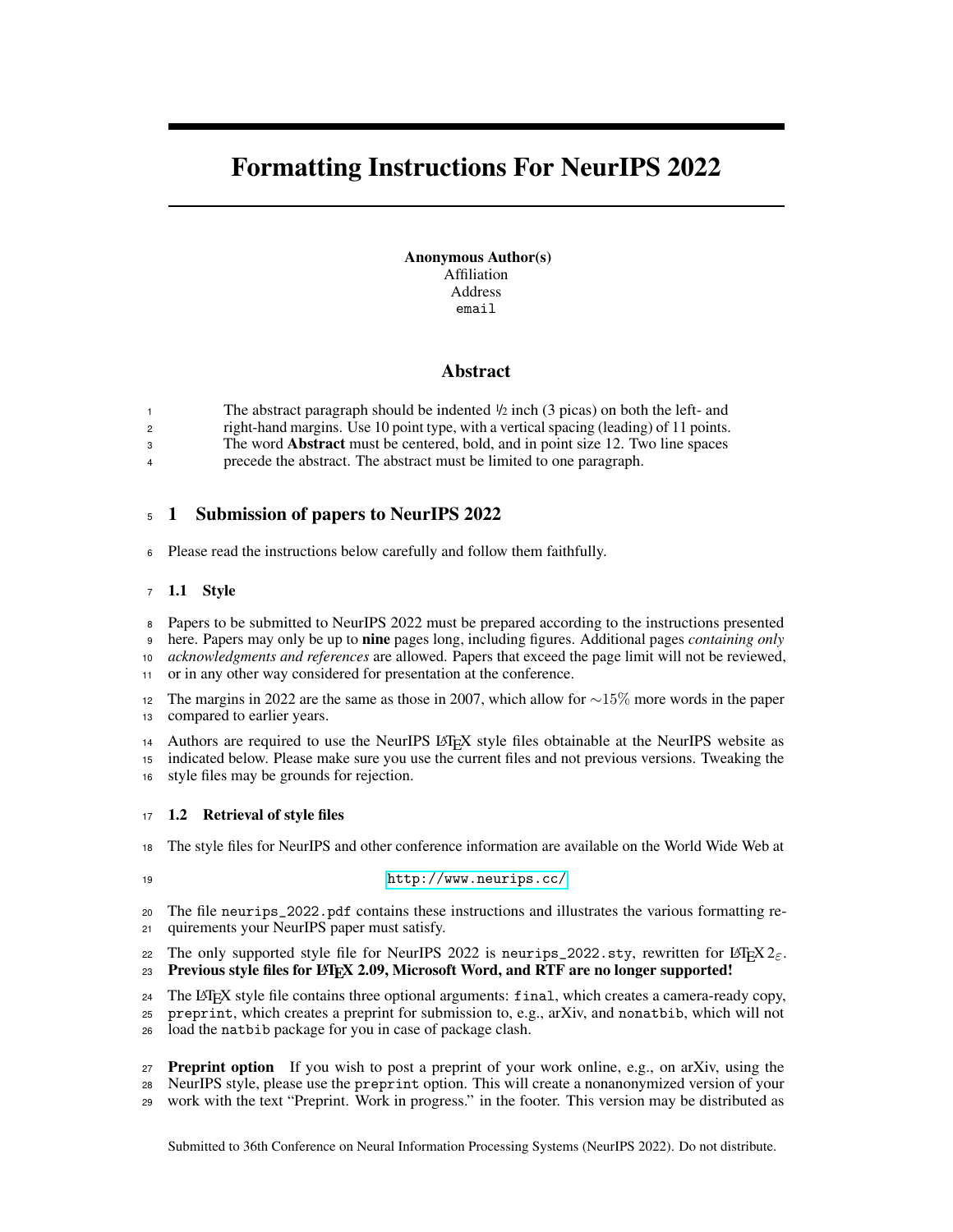# Formatting Instructions For NeurIPS 2022

**Anonymous Author(s)**
Affiliation
Address
`email`

## Abstract

The abstract paragraph should be indented ½ inch (3 picas) on both the left- and right-hand margins. Use 10 point type, with a vertical spacing (leading) of 11 points. The word **Abstract** must be centered, bold, and in point size 12. Two line spaces precede the abstract. The abstract must be limited to one paragraph.

## 1 Submission of papers to NeurIPS 2022

Please read the instructions below carefully and follow them faithfully.

### 1.1 Style

Papers to be submitted to NeurIPS 2022 must be prepared according to the instructions presented here. Papers may only be up to **nine** pages long, including figures. Additional pages *containing only acknowledgments and references* are allowed. Papers that exceed the page limit will not be reviewed, or in any other way considered for presentation at the conference.

The margins in 2022 are the same as those in 2007, which allow for $\sim 15\%$ more words in the paper compared to earlier years.

Authors are required to use the NeurIPS LaTeX style files obtainable at the NeurIPS website as indicated below. Please make sure you use the current files and not previous versions. Tweaking the style files may be grounds for rejection.

### 1.2 Retrieval of style files

The style files for NeurIPS and other conference information are available on the World Wide Web at

`http://www.neurips.cc/`

The file `neurips_2022.pdf` contains these instructions and illustrates the various formatting requirements your NeurIPS paper must satisfy.

The only supported style file for NeurIPS 2022 is `neurips_2022.sty`, rewritten for LaTeX $2_\varepsilon$. **Previous style files for LaTeX 2.09, Microsoft Word, and RTF are no longer supported!**

The LaTeX style file contains three optional arguments: `final`, which creates a camera-ready copy, `preprint`, which creates a preprint for submission to, e.g., arXiv, and `nonatbib`, which will not load the `natbib` package for you in case of package clash.

**Preprint option** If you wish to post a preprint of your work online, e.g., on arXiv, using the NeurIPS style, please use the `preprint` option. This will create a nonanonymized version of your work with the text "Preprint. Work in progress." in the footer. This version may be distributed as

Submitted to 36th Conference on Neural Information Processing Systems (NeurIPS 2022). Do not distribute.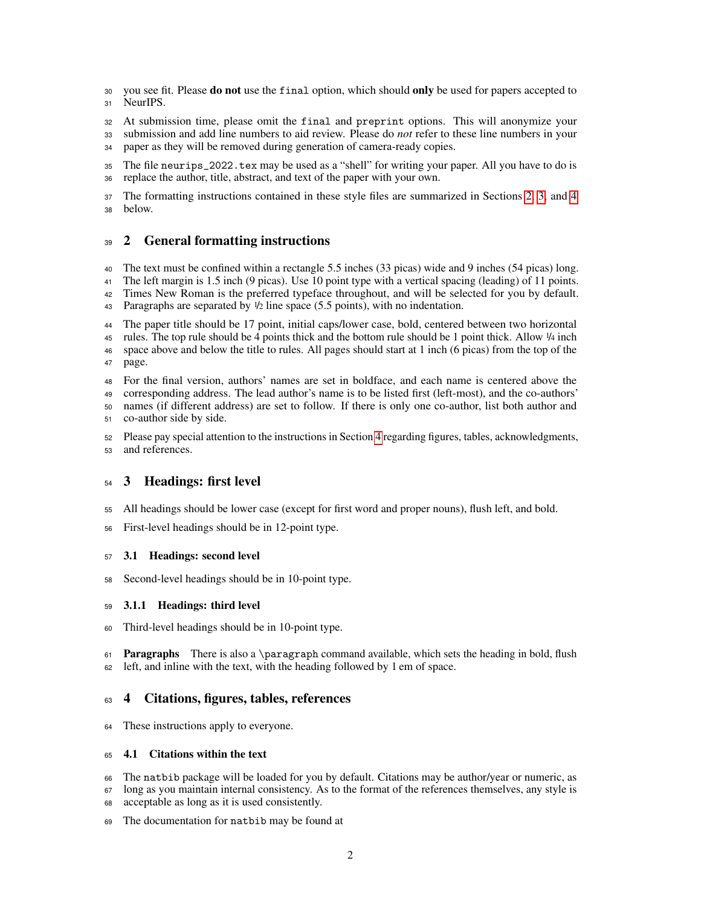you see fit. Please **do not** use the `final` option, which should **only** be used for papers accepted to NeurIPS.

At submission time, please omit the `final` and `preprint` options. This will anonymize your submission and add line numbers to aid review. Please do *not* refer to these line numbers in your paper as they will be removed during generation of camera-ready copies.

The file `neurips_2022.tex` may be used as a "shell" for writing your paper. All you have to do is replace the author, title, abstract, and text of the paper with your own.

The formatting instructions contained in these style files are summarized in Sections 2, 3, and 4 below.

## 2 General formatting instructions

The text must be confined within a rectangle 5.5 inches (33 picas) wide and 9 inches (54 picas) long. The left margin is 1.5 inch (9 picas). Use 10 point type with a vertical spacing (leading) of 11 points. Times New Roman is the preferred typeface throughout, and will be selected for you by default. Paragraphs are separated by ½ line space (5.5 points), with no indentation.

The paper title should be 17 point, initial caps/lower case, bold, centered between two horizontal rules. The top rule should be 4 points thick and the bottom rule should be 1 point thick. Allow ¼ inch space above and below the title to rules. All pages should start at 1 inch (6 picas) from the top of the page.

For the final version, authors' names are set in boldface, and each name is centered above the corresponding address. The lead author's name is to be listed first (left-most), and the co-authors' names (if different address) are set to follow. If there is only one co-author, list both author and co-author side by side.

Please pay special attention to the instructions in Section 4 regarding figures, tables, acknowledgments, and references.

## 3 Headings: first level

All headings should be lower case (except for first word and proper nouns), flush left, and bold.

First-level headings should be in 12-point type.

### 3.1 Headings: second level

Second-level headings should be in 10-point type.

#### 3.1.1 Headings: third level

Third-level headings should be in 10-point type.

**Paragraphs** There is also a `\paragraph` command available, which sets the heading in bold, flush left, and inline with the text, with the heading followed by 1 em of space.

## 4 Citations, figures, tables, references

These instructions apply to everyone.

### 4.1 Citations within the text

The `natbib` package will be loaded for you by default. Citations may be author/year or numeric, as long as you maintain internal consistency. As to the format of the references themselves, any style is acceptable as long as it is used consistently.

The documentation for `natbib` may be found at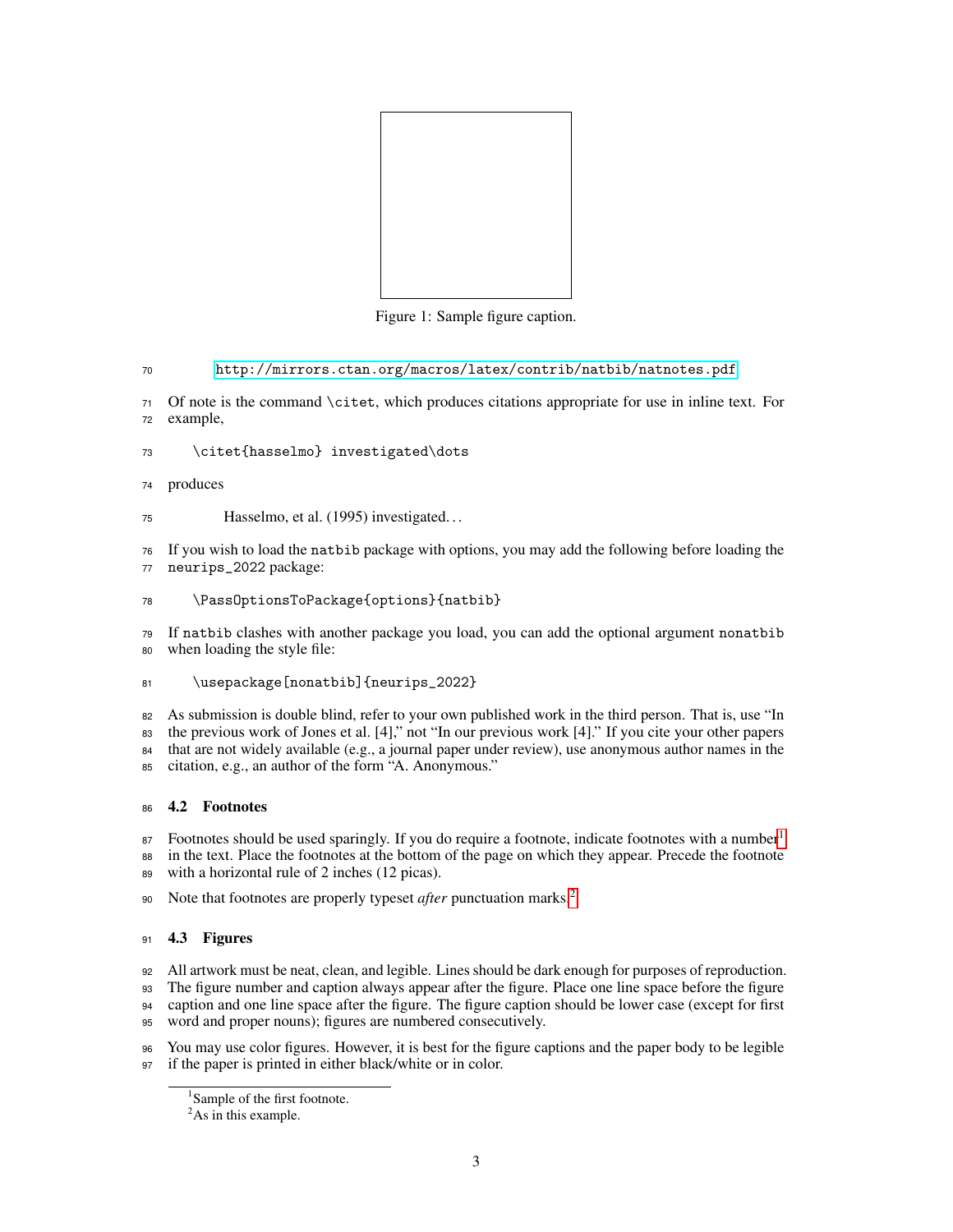Figure 1: Sample figure caption.

```
http://mirrors.ctan.org/macros/latex/contrib/natbib/natnotes.pdf
```

Of note is the command `\citet`, which produces citations appropriate for use in inline text. For example,

```
\citet{hasselmo} investigated\dots
```

produces

> Hasselmo, et al. (1995) investigated...

If you wish to load the `natbib` package with options, you may add the following before loading the `neurips_2022` package:

```
\PassOptionsToPackage{options}{natbib}
```

If `natbib` clashes with another package you load, you can add the optional argument `nonatbib` when loading the style file:

```
\usepackage[nonatbib]{neurips_2022}
```

As submission is double blind, refer to your own published work in the third person. That is, use "In the previous work of Jones et al. [4]," not "In our previous work [4]." If you cite your other papers that are not widely available (e.g., a journal paper under review), use anonymous author names in the citation, e.g., an author of the form "A. Anonymous."

### 4.2 Footnotes

Footnotes should be used sparingly. If you do require a footnote, indicate footnotes with a number[1] in the text. Place the footnotes at the bottom of the page on which they appear. Precede the footnote with a horizontal rule of 2 inches (12 picas).

Note that footnotes are properly typeset *after* punctuation marks.[2]

### 4.3 Figures

All artwork must be neat, clean, and legible. Lines should be dark enough for purposes of reproduction. The figure number and caption always appear after the figure. Place one line space before the figure caption and one line space after the figure. The figure caption should be lower case (except for first word and proper nouns); figures are numbered consecutively.

You may use color figures. However, it is best for the figure captions and the paper body to be legible if the paper is printed in either black/white or in color.

---

[1] Sample of the first footnote.

[2] As in this example.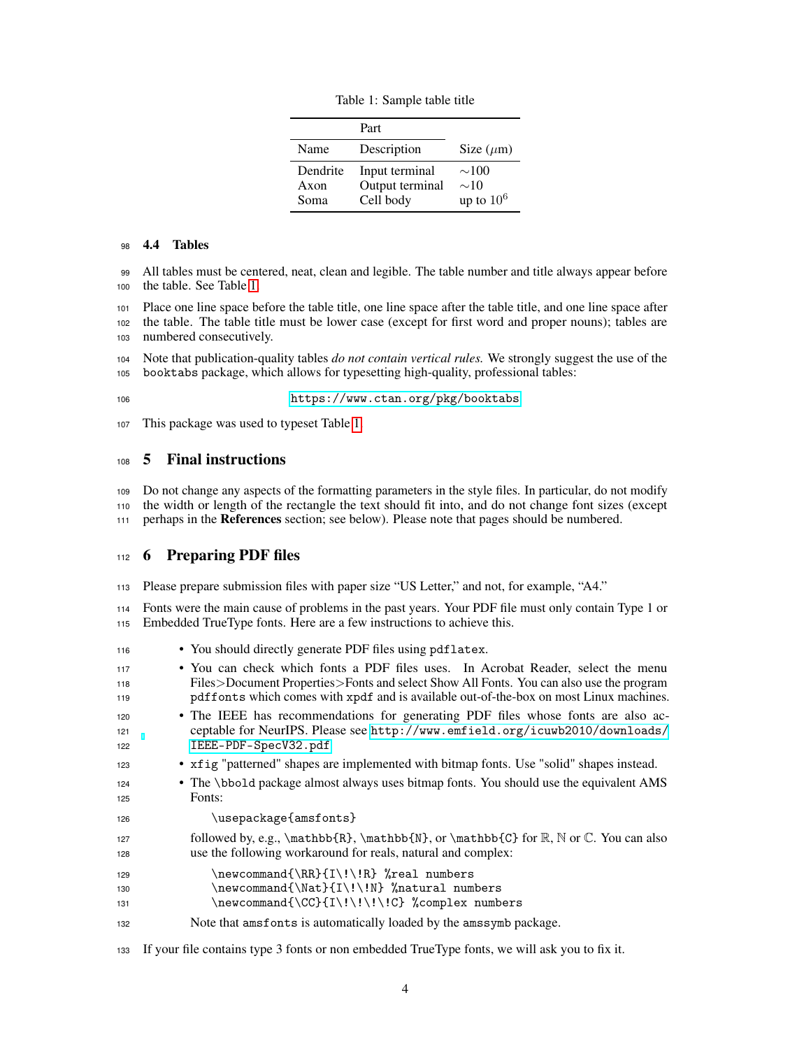Table 1: Sample table title

| Part | | |
|---|---|---|
| Name | Description | Size ($\mu$m) |
| Dendrite | Input terminal | $\sim$100 |
| Axon | Output terminal | $\sim$10 |
| Soma | Cell body | up to $10^6$ |

### 4.4 Tables

All tables must be centered, neat, clean and legible. The table number and title always appear before the table. See Table 1.

Place one line space before the table title, one line space after the table title, and one line space after the table. The table title must be lower case (except for first word and proper nouns); tables are numbered consecutively.

Note that publication-quality tables *do not contain vertical rules.* We strongly suggest the use of the `booktabs` package, which allows for typesetting high-quality, professional tables:

`https://www.ctan.org/pkg/booktabs`

This package was used to typeset Table 1.

## 5 Final instructions

Do not change any aspects of the formatting parameters in the style files. In particular, do not modify the width or length of the rectangle the text should fit into, and do not change font sizes (except perhaps in the **References** section; see below). Please note that pages should be numbered.

## 6 Preparing PDF files

Please prepare submission files with paper size "US Letter," and not, for example, "A4."

Fonts were the main cause of problems in the past years. Your PDF file must only contain Type 1 or Embedded TrueType fonts. Here are a few instructions to achieve this.

- You should directly generate PDF files using `pdflatex`.
- You can check which fonts a PDF files uses. In Acrobat Reader, select the menu Files>Document Properties>Fonts and select Show All Fonts. You can also use the program `pdffonts` which comes with `xpdf` and is available out-of-the-box on most Linux machines.
- The IEEE has recommendations for generating PDF files whose fonts are also acceptable for NeurIPS. Please see `http://www.emfield.org/icuwb2010/downloads/IEEE-PDF-SpecV32.pdf`
- `xfig` "patterned" shapes are implemented with bitmap fonts. Use "solid" shapes instead.
- The `\bbold` package almost always uses bitmap fonts. You should use the equivalent AMS Fonts:

  ```
  \usepackage{amsfonts}
  ```

  followed by, e.g., `\mathbb{R}`, `\mathbb{N}`, or `\mathbb{C}` for $\mathbb{R}$, $\mathbb{N}$ or $\mathbb{C}$. You can also use the following workaround for reals, natural and complex:

  ```
  \newcommand{\RR}{I\!\!R} %real numbers
  \newcommand{\Nat}{I\!\!N} %natural numbers
  \newcommand{\CC}{I\!\!\!\!C} %complex numbers
  ```

  Note that `amsfonts` is automatically loaded by the `amssymb` package.

If your file contains type 3 fonts or non embedded TrueType fonts, we will ask you to fix it.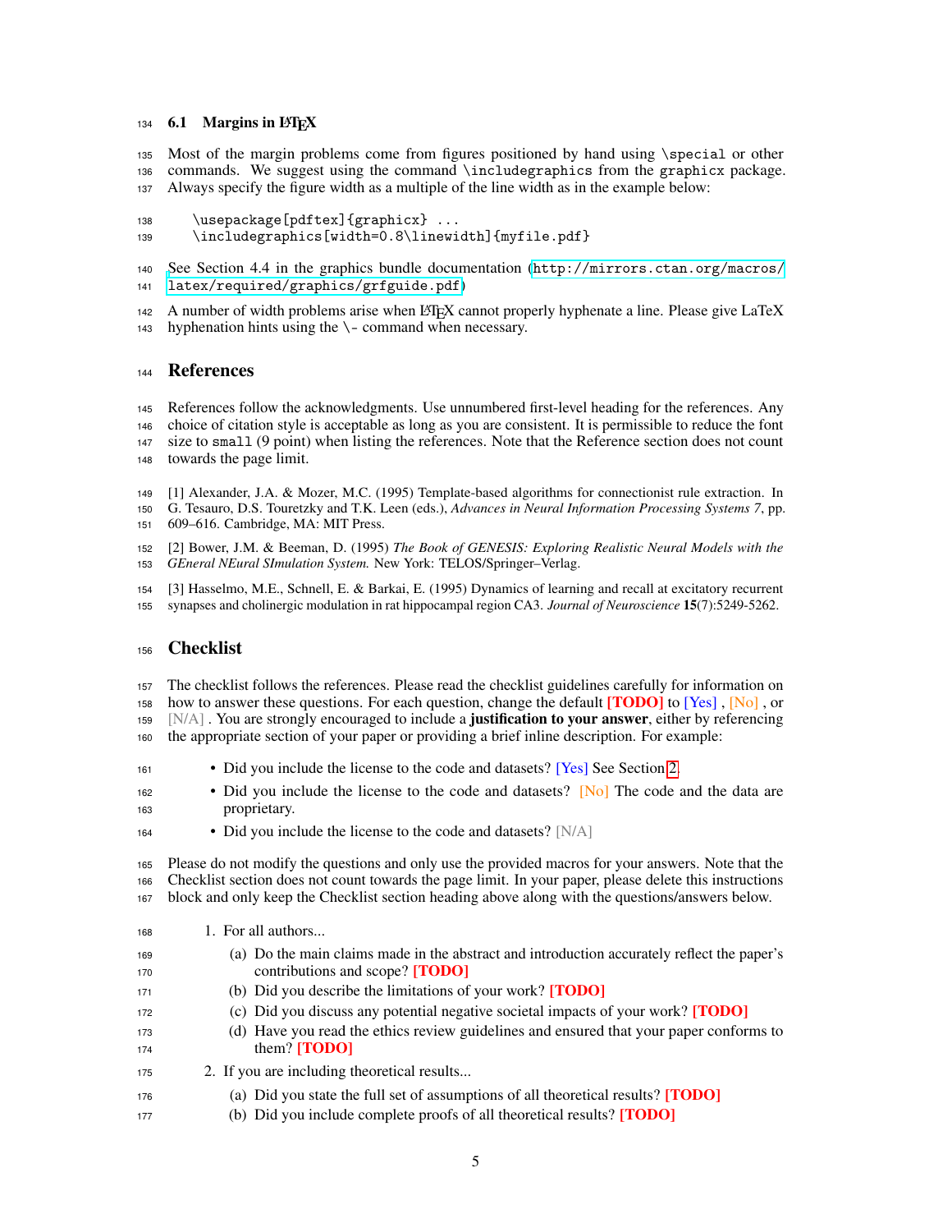### 6.1 Margins in LaTeX

Most of the margin problems come from figures positioned by hand using `\special` or other commands. We suggest using the command `\includegraphics` from the `graphicx` package. Always specify the figure width as a multiple of the line width as in the example below:

```
\usepackage[pdftex]{graphicx} ...
\includegraphics[width=0.8\linewidth]{myfile.pdf}
```

See Section 4.4 in the graphics bundle documentation (http://mirrors.ctan.org/macros/latex/required/graphics/grfguide.pdf)

A number of width problems arise when LaTeX cannot properly hyphenate a line. Please give LaTeX hyphenation hints using the `\-` command when necessary.

## References

References follow the acknowledgments. Use unnumbered first-level heading for the references. Any choice of citation style is acceptable as long as you are consistent. It is permissible to reduce the font size to `small` (9 point) when listing the references. Note that the Reference section does not count towards the page limit.

[1] Alexander, J.A. & Mozer, M.C. (1995) Template-based algorithms for connectionist rule extraction. In G. Tesauro, D.S. Touretzky and T.K. Leen (eds.), *Advances in Neural Information Processing Systems 7*, pp. 609–616. Cambridge, MA: MIT Press.

[2] Bower, J.M. & Beeman, D. (1995) *The Book of GENESIS: Exploring Realistic Neural Models with the GEneral NEural SImulation System.* New York: TELOS/Springer–Verlag.

[3] Hasselmo, M.E., Schnell, E. & Barkai, E. (1995) Dynamics of learning and recall at excitatory recurrent synapses and cholinergic modulation in rat hippocampal region CA3. *Journal of Neuroscience* **15**(7):5249-5262.

## Checklist

The checklist follows the references. Please read the checklist guidelines carefully for information on how to answer these questions. For each question, change the default **[TODO]** to [Yes] , [No] , or [N/A] . You are strongly encouraged to include a **justification to your answer**, either by referencing the appropriate section of your paper or providing a brief inline description. For example:

- Did you include the license to the code and datasets? [Yes] See Section 2.
- Did you include the license to the code and datasets? [No] The code and the data are proprietary.
- Did you include the license to the code and datasets? [N/A]

Please do not modify the questions and only use the provided macros for your answers. Note that the Checklist section does not count towards the page limit. In your paper, please delete this instructions block and only keep the Checklist section heading above along with the questions/answers below.

1. For all authors...
   (a) Do the main claims made in the abstract and introduction accurately reflect the paper's contributions and scope? **[TODO]**
   (b) Did you describe the limitations of your work? **[TODO]**
   (c) Did you discuss any potential negative societal impacts of your work? **[TODO]**
   (d) Have you read the ethics review guidelines and ensured that your paper conforms to them? **[TODO]**
2. If you are including theoretical results...
   (a) Did you state the full set of assumptions of all theoretical results? **[TODO]**
   (b) Did you include complete proofs of all theoretical results? **[TODO]**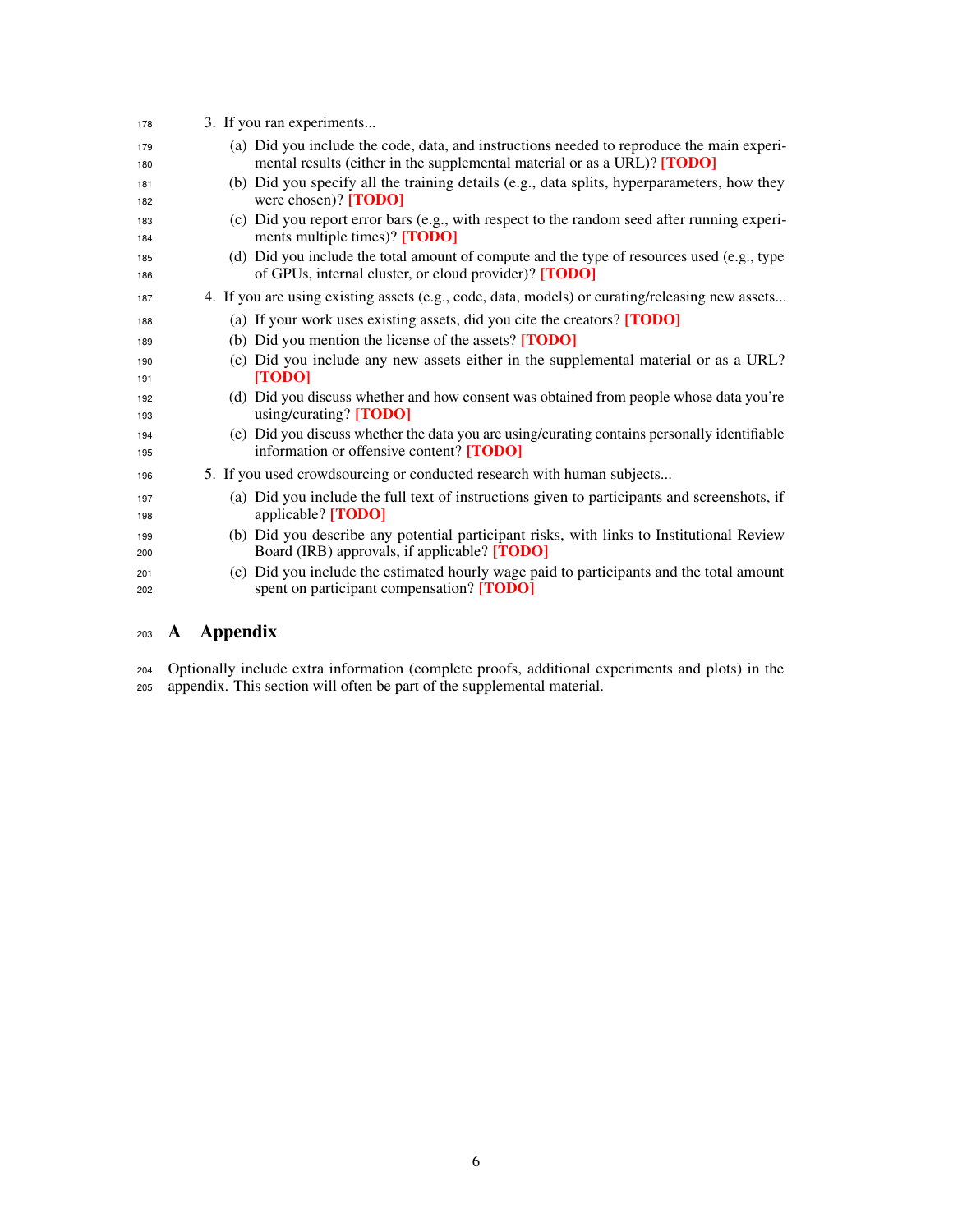3. If you ran experiments...
    (a) Did you include the code, data, and instructions needed to reproduce the main experimental results (either in the supplemental material or as a URL)? **[TODO]**
    (b) Did you specify all the training details (e.g., data splits, hyperparameters, how they were chosen)? **[TODO]**
    (c) Did you report error bars (e.g., with respect to the random seed after running experiments multiple times)? **[TODO]**
    (d) Did you include the total amount of compute and the type of resources used (e.g., type of GPUs, internal cluster, or cloud provider)? **[TODO]**
4. If you are using existing assets (e.g., code, data, models) or curating/releasing new assets...
    (a) If your work uses existing assets, did you cite the creators? **[TODO]**
    (b) Did you mention the license of the assets? **[TODO]**
    (c) Did you include any new assets either in the supplemental material or as a URL? **[TODO]**
    (d) Did you discuss whether and how consent was obtained from people whose data you're using/curating? **[TODO]**
    (e) Did you discuss whether the data you are using/curating contains personally identifiable information or offensive content? **[TODO]**
5. If you used crowdsourcing or conducted research with human subjects...
    (a) Did you include the full text of instructions given to participants and screenshots, if applicable? **[TODO]**
    (b) Did you describe any potential participant risks, with links to Institutional Review Board (IRB) approvals, if applicable? **[TODO]**
    (c) Did you include the estimated hourly wage paid to participants and the total amount spent on participant compensation? **[TODO]**

# A Appendix

Optionally include extra information (complete proofs, additional experiments and plots) in the appendix. This section will often be part of the supplemental material.